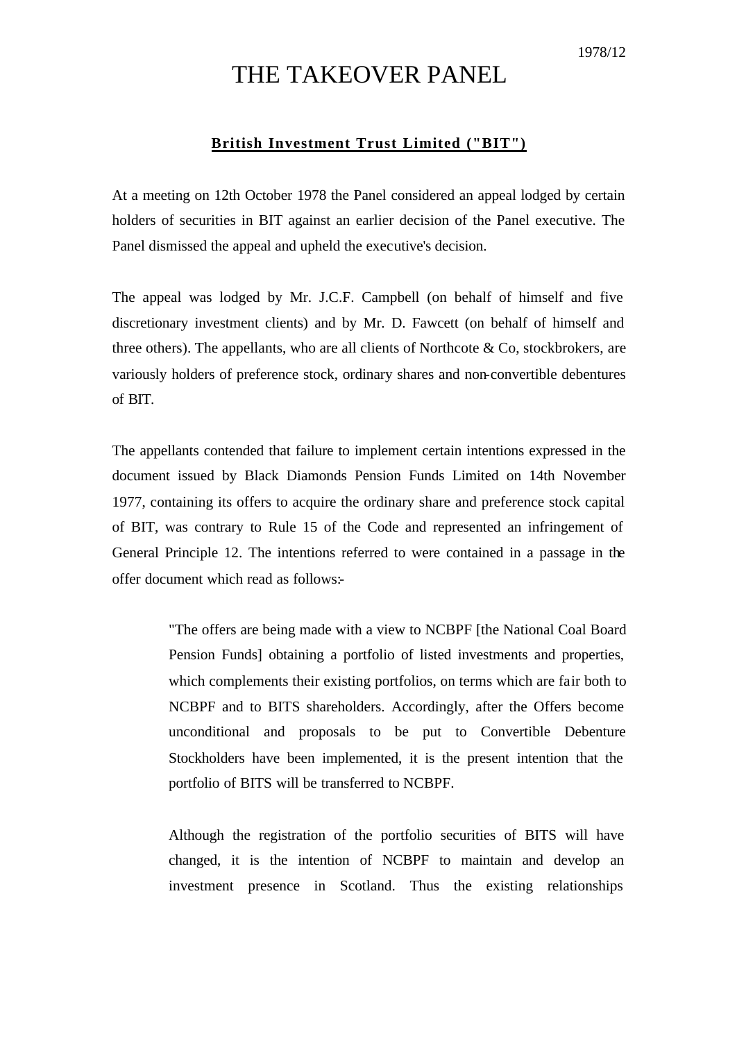1978/12

# THE TAKEOVER PANEL

## British Investment Trust Limited ("BIT")

At a meeting on 12th October 1978 the Panel considered an appeal lodged by certain holders of securities in BIT against an earlier decision of the Panel executive. The Panel dismissed the appeal and upheld the executive's decision.

The appeal was lodged by Mr. J.C.F. Campbell (on behalf of himself and five discretionary investment clients) and by Mr. D. Fawcett (on behalf of himself and three others). The appellants, who are all clients of Northcote & Co, stockbrokers, are variously holders of preference stock, ordinary shares and non-convertible debentures of BIT.

The appellants contended that failure to implement certain intentions expressed in the document issued by Black Diamonds Pension Funds Limited on 14th November 1977, containing its offers to acquire the ordinary share and preference stock capital of BIT, was contrary to Rule 15 of the Code and represented an infringement of General Principle 12. The intentions referred to were contained in a passage in the offer document which read as follows:-

> "The offers are being made with a view to NCBPF [the National Coal Board Pension Funds] obtaining a portfolio of listed investments and properties, which complements their existing portfolios, on terms which are fair both to NCBPF and to BITS shareholders. Accordingly, after the Offers become unconditional and proposals to be put to Convertible Debenture Stockholders have been implemented, it is the present intention that the portfolio of BITS will be transferred to NCBPF.
>
> Although the registration of the portfolio securities of BITS will have changed, it is the intention of NCBPF to maintain and develop an investment presence in Scotland. Thus the existing relationships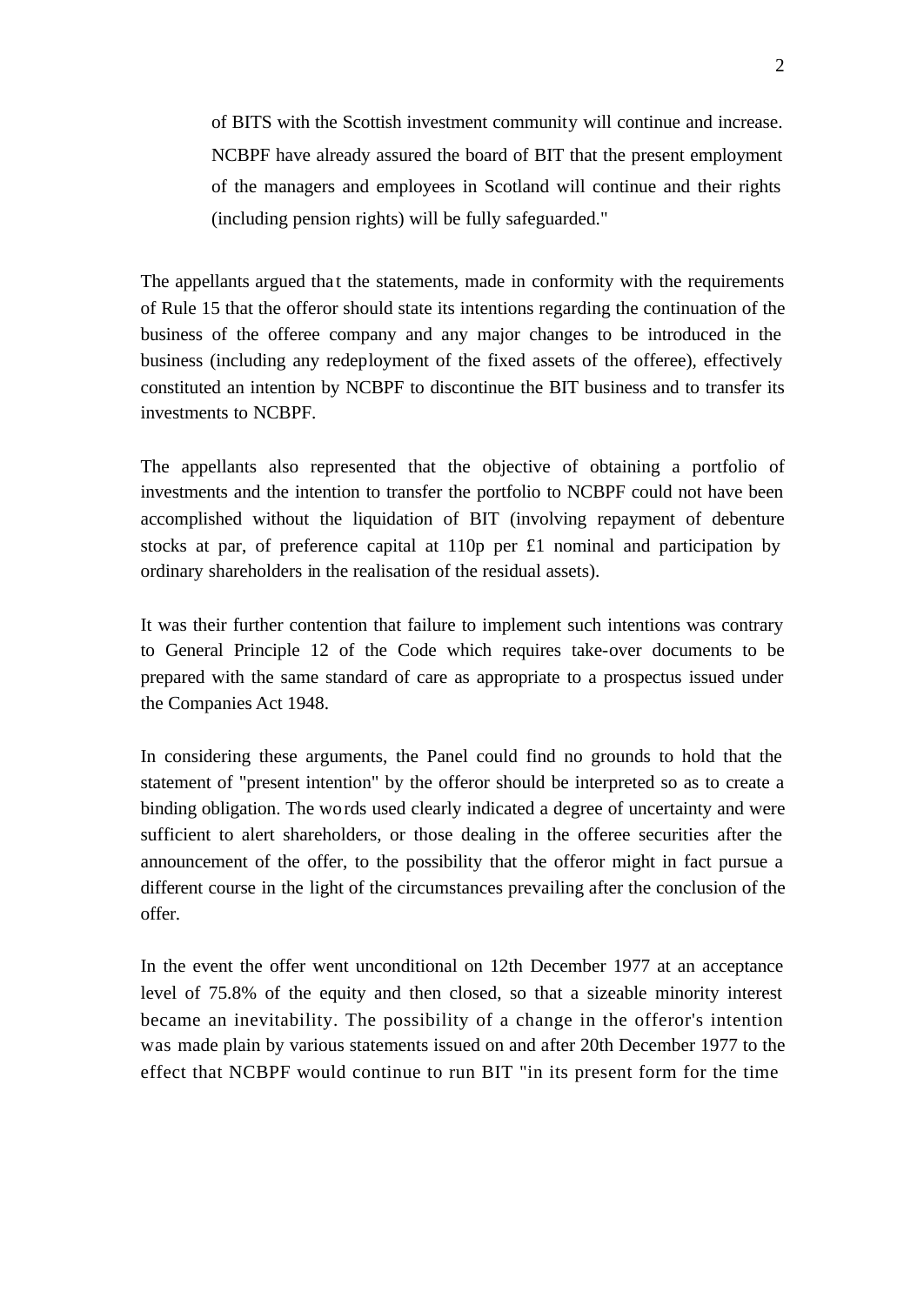of BITS with the Scottish investment community will continue and increase. NCBPF have already assured the board of BIT that the present employment of the managers and employees in Scotland will continue and their rights (including pension rights) will be fully safeguarded."

The appellants argued that the statements, made in conformity with the requirements of Rule 15 that the offeror should state its intentions regarding the continuation of the business of the offeree company and any major changes to be introduced in the business (including any redeployment of the fixed assets of the offeree), effectively constituted an intention by NCBPF to discontinue the BIT business and to transfer its investments to NCBPF.

The appellants also represented that the objective of obtaining a portfolio of investments and the intention to transfer the portfolio to NCBPF could not have been accomplished without the liquidation of BIT (involving repayment of debenture stocks at par, of preference capital at 110p per £1 nominal and participation by ordinary shareholders in the realisation of the residual assets).

It was their further contention that failure to implement such intentions was contrary to General Principle 12 of the Code which requires take-over documents to be prepared with the same standard of care as appropriate to a prospectus issued under the Companies Act 1948.

In considering these arguments, the Panel could find no grounds to hold that the statement of "present intention" by the offeror should be interpreted so as to create a binding obligation. The words used clearly indicated a degree of uncertainty and were sufficient to alert shareholders, or those dealing in the offeree securities after the announcement of the offer, to the possibility that the offeror might in fact pursue a different course in the light of the circumstances prevailing after the conclusion of the offer.

In the event the offer went unconditional on 12th December 1977 at an acceptance level of 75.8% of the equity and then closed, so that a sizeable minority interest became an inevitability. The possibility of a change in the offeror's intention was made plain by various statements issued on and after 20th December 1977 to the effect that NCBPF would continue to run BIT "in its present form for the time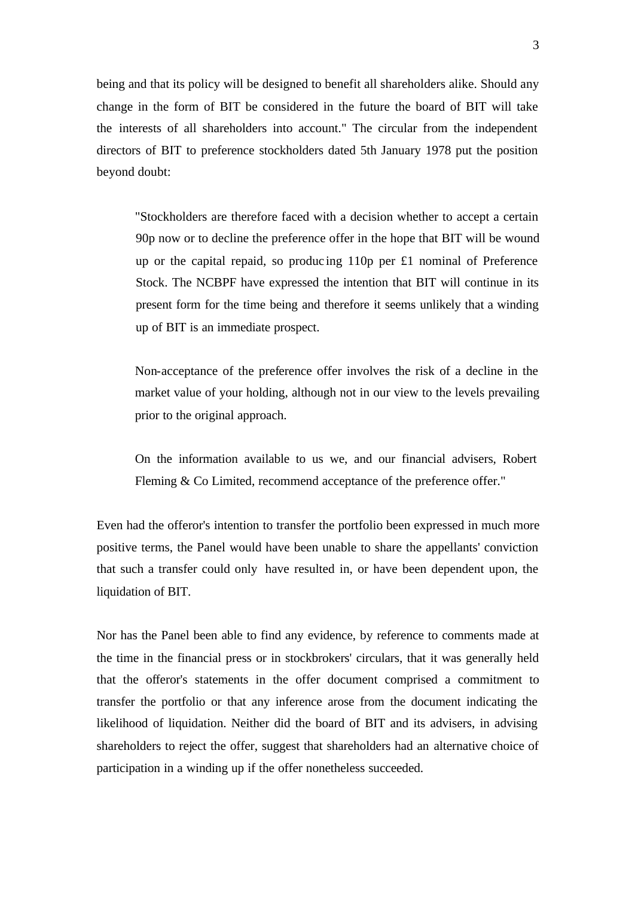being and that its policy will be designed to benefit all shareholders alike. Should any change in the form of BIT be considered in the future the board of BIT will take the interests of all shareholders into account." The circular from the independent directors of BIT to preference stockholders dated 5th January 1978 put the position beyond doubt:

> "Stockholders are therefore faced with a decision whether to accept a certain 90p now or to decline the preference offer in the hope that BIT will be wound up or the capital repaid, so producing 110p per £1 nominal of Preference Stock. The NCBPF have expressed the intention that BIT will continue in its present form for the time being and therefore it seems unlikely that a winding up of BIT is an immediate prospect.
>
> Non-acceptance of the preference offer involves the risk of a decline in the market value of your holding, although not in our view to the levels prevailing prior to the original approach.
>
> On the information available to us we, and our financial advisers, Robert Fleming & Co Limited, recommend acceptance of the preference offer."

Even had the offeror's intention to transfer the portfolio been expressed in much more positive terms, the Panel would have been unable to share the appellants' conviction that such a transfer could only have resulted in, or have been dependent upon, the liquidation of BIT.

Nor has the Panel been able to find any evidence, by reference to comments made at the time in the financial press or in stockbrokers' circulars, that it was generally held that the offeror's statements in the offer document comprised a commitment to transfer the portfolio or that any inference arose from the document indicating the likelihood of liquidation. Neither did the board of BIT and its advisers, in advising shareholders to reject the offer, suggest that shareholders had an alternative choice of participation in a winding up if the offer nonetheless succeeded.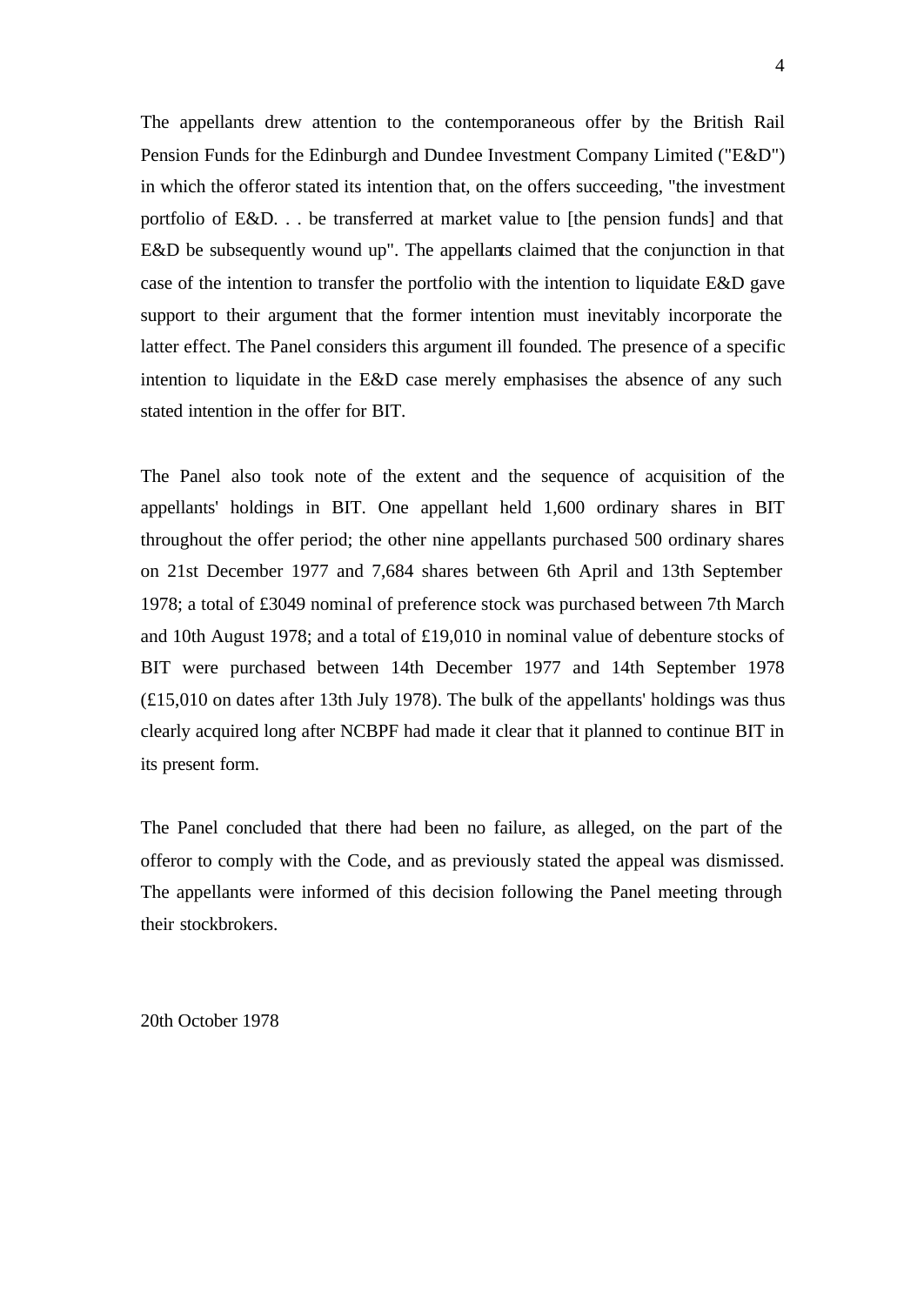The appellants drew attention to the contemporaneous offer by the British Rail Pension Funds for the Edinburgh and Dundee Investment Company Limited ("E&D") in which the offeror stated its intention that, on the offers succeeding, "the investment portfolio of E&D. . . be transferred at market value to [the pension funds] and that E&D be subsequently wound up". The appellants claimed that the conjunction in that case of the intention to transfer the portfolio with the intention to liquidate E&D gave support to their argument that the former intention must inevitably incorporate the latter effect. The Panel considers this argument ill founded. The presence of a specific intention to liquidate in the E&D case merely emphasises the absence of any such stated intention in the offer for BIT.

The Panel also took note of the extent and the sequence of acquisition of the appellants' holdings in BIT. One appellant held 1,600 ordinary shares in BIT throughout the offer period; the other nine appellants purchased 500 ordinary shares on 21st December 1977 and 7,684 shares between 6th April and 13th September 1978; a total of £3049 nominal of preference stock was purchased between 7th March and 10th August 1978; and a total of £19,010 in nominal value of debenture stocks of BIT were purchased between 14th December 1977 and 14th September 1978 (£15,010 on dates after 13th July 1978). The bulk of the appellants' holdings was thus clearly acquired long after NCBPF had made it clear that it planned to continue BIT in its present form.

The Panel concluded that there had been no failure, as alleged, on the part of the offeror to comply with the Code, and as previously stated the appeal was dismissed. The appellants were informed of this decision following the Panel meeting through their stockbrokers.

20th October 1978